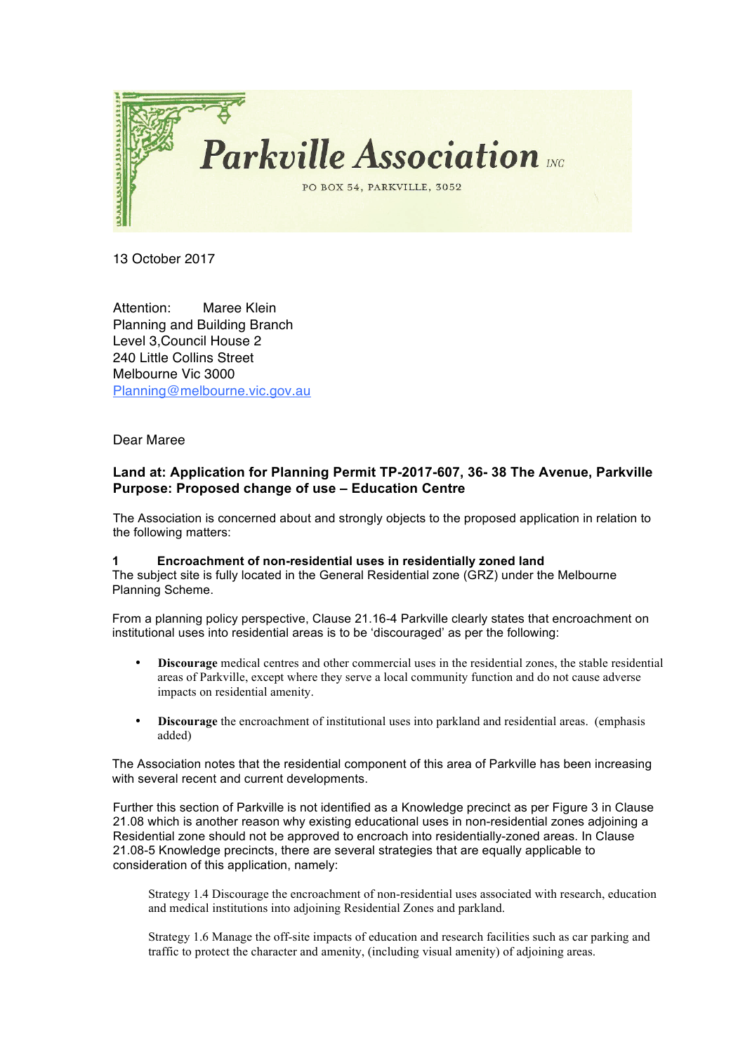# Parkville Association INC

PO BOX 54, PARKVILLE, 3052

13 October 2017

Attention: Maree Klein
Planning and Building Branch
Level 3,Council House 2
240 Little Collins Street
Melbourne Vic 3000
Planning@melbourne.vic.gov.au

Dear Maree

**Land at: Application for Planning Permit TP-2017-607, 36- 38 The Avenue, Parkville**
**Purpose: Proposed change of use – Education Centre**

The Association is concerned about and strongly objects to the proposed application in relation to the following matters:

**1 Encroachment of non-residential uses in residentially zoned land**

The subject site is fully located in the General Residential zone (GRZ) under the Melbourne Planning Scheme.

From a planning policy perspective, Clause 21.16-4 Parkville clearly states that encroachment on institutional uses into residential areas is to be 'discouraged' as per the following:

- **Discourage** medical centres and other commercial uses in the residential zones, the stable residential areas of Parkville, except where they serve a local community function and do not cause adverse impacts on residential amenity.
- **Discourage** the encroachment of institutional uses into parkland and residential areas. (emphasis added)

The Association notes that the residential component of this area of Parkville has been increasing with several recent and current developments.

Further this section of Parkville is not identified as a Knowledge precinct as per Figure 3 in Clause 21.08 which is another reason why existing educational uses in non-residential zones adjoining a Residential zone should not be approved to encroach into residentially-zoned areas. In Clause 21.08-5 Knowledge precincts, there are several strategies that are equally applicable to consideration of this application, namely:

> Strategy 1.4 Discourage the encroachment of non-residential uses associated with research, education and medical institutions into adjoining Residential Zones and parkland.
>
> Strategy 1.6 Manage the off-site impacts of education and research facilities such as car parking and traffic to protect the character and amenity, (including visual amenity) of adjoining areas.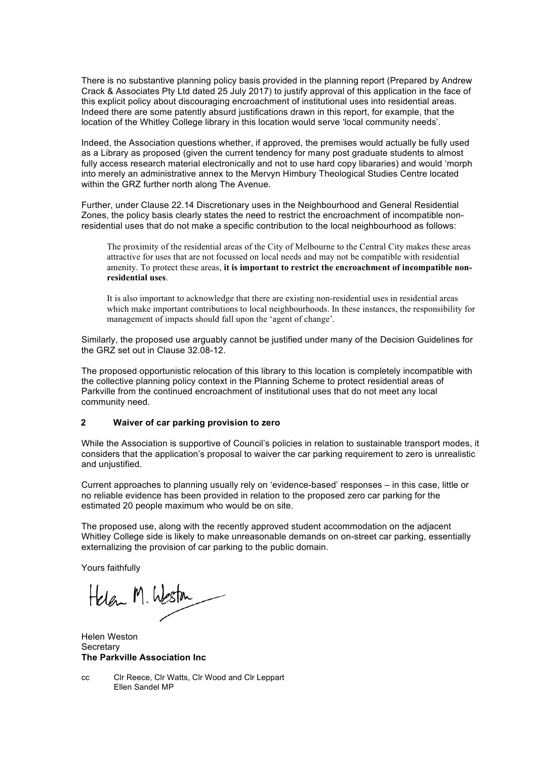There is no substantive planning policy basis provided in the planning report (Prepared by Andrew Crack & Associates Pty Ltd dated 25 July 2017) to justify approval of this application in the face of this explicit policy about discouraging encroachment of institutional uses into residential areas. Indeed there are some patently absurd justifications drawn in this report, for example, that the location of the Whitley College library in this location would serve 'local community needs'.

Indeed, the Association questions whether, if approved, the premises would actually be fully used as a Library as proposed (given the current tendency for many post graduate students to almost fully access research material electronically and not to use hard copy libararies) and would 'morph into merely an administrative annex to the Mervyn Himbury Theological Studies Centre located within the GRZ further north along The Avenue.

Further, under Clause 22.14 Discretionary uses in the Neighbourhood and General Residential Zones, the policy basis clearly states the need to restrict the encroachment of incompatible non-residential uses that do not make a specific contribution to the local neighbourhood as follows:

> The proximity of the residential areas of the City of Melbourne to the Central City makes these areas attractive for uses that are not focussed on local needs and may not be compatible with residential amenity. To protect these areas, **it is important to restrict the encroachment of incompatible non-residential uses**.
>
> It is also important to acknowledge that there are existing non-residential uses in residential areas which make important contributions to local neighbourhoods. In these instances, the responsibility for management of impacts should fall upon the 'agent of change'.

Similarly, the proposed use arguably cannot be justified under many of the Decision Guidelines for the GRZ set out in Clause 32.08-12.

The proposed opportunistic relocation of this library to this location is completely incompatible with the collective planning policy context in the Planning Scheme to protect residential areas of Parkville from the continued encroachment of institutional uses that do not meet any local community need.

## 2 Waiver of car parking provision to zero

While the Association is supportive of Council's policies in relation to sustainable transport modes, it considers that the application's proposal to waiver the car parking requirement to zero is unrealistic and unjustified.

Current approaches to planning usually rely on 'evidence-based' responses – in this case, little or no reliable evidence has been provided in relation to the proposed zero car parking for the estimated 20 people maximum who would be on site.

The proposed use, along with the recently approved student accommodation on the adjacent Whitley College side is likely to make unreasonable demands on on-street car parking, essentially externalizing the provision of car parking to the public domain.

Yours faithfully

Helen M. Weston

Helen Weston
Secretary
**The Parkville Association Inc**

cc Clr Reece, Clr Watts, Clr Wood and Clr Leppart
Ellen Sandel MP